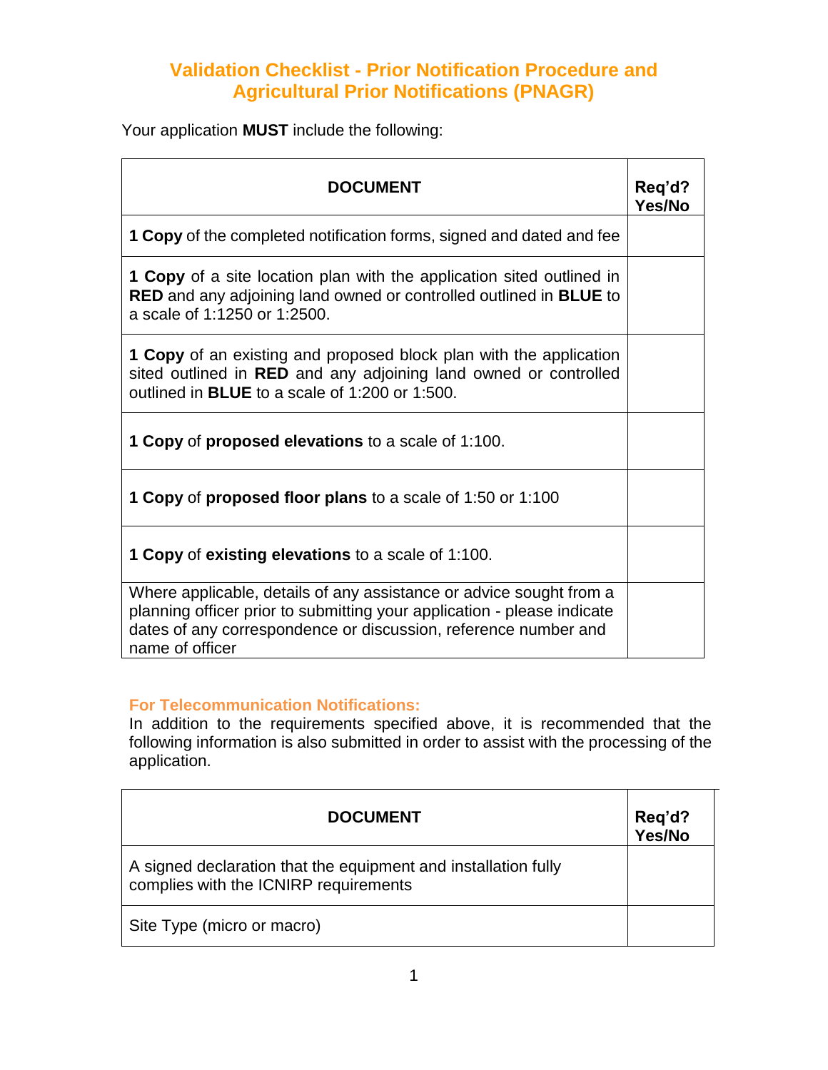# Validation Checklist - Prior Notification Procedure and Agricultural Prior Notifications (PNAGR)

Your application **MUST** include the following:

| DOCUMENT | Req'd? Yes/No |
| --- | --- |
| **1 Copy** of the completed notification forms, signed and dated and fee | |
| **1 Copy** of a site location plan with the application sited outlined in **RED** and any adjoining land owned or controlled outlined in **BLUE** to a scale of 1:1250 or 1:2500. | |
| **1 Copy** of an existing and proposed block plan with the application sited outlined in **RED** and any adjoining land owned or controlled outlined in **BLUE** to a scale of 1:200 or 1:500. | |
| **1 Copy** of **proposed elevations** to a scale of 1:100. | |
| **1 Copy** of **proposed floor plans** to a scale of 1:50 or 1:100 | |
| **1 Copy** of **existing elevations** to a scale of 1:100. | |
| Where applicable, details of any assistance or advice sought from a planning officer prior to submitting your application - please indicate dates of any correspondence or discussion, reference number and name of officer | |

## For Telecommunication Notifications:

In addition to the requirements specified above, it is recommended that the following information is also submitted in order to assist with the processing of the application.

| DOCUMENT | Req'd? Yes/No |
| --- | --- |
| A signed declaration that the equipment and installation fully complies with the ICNIRP requirements | |
| Site Type (micro or macro) | |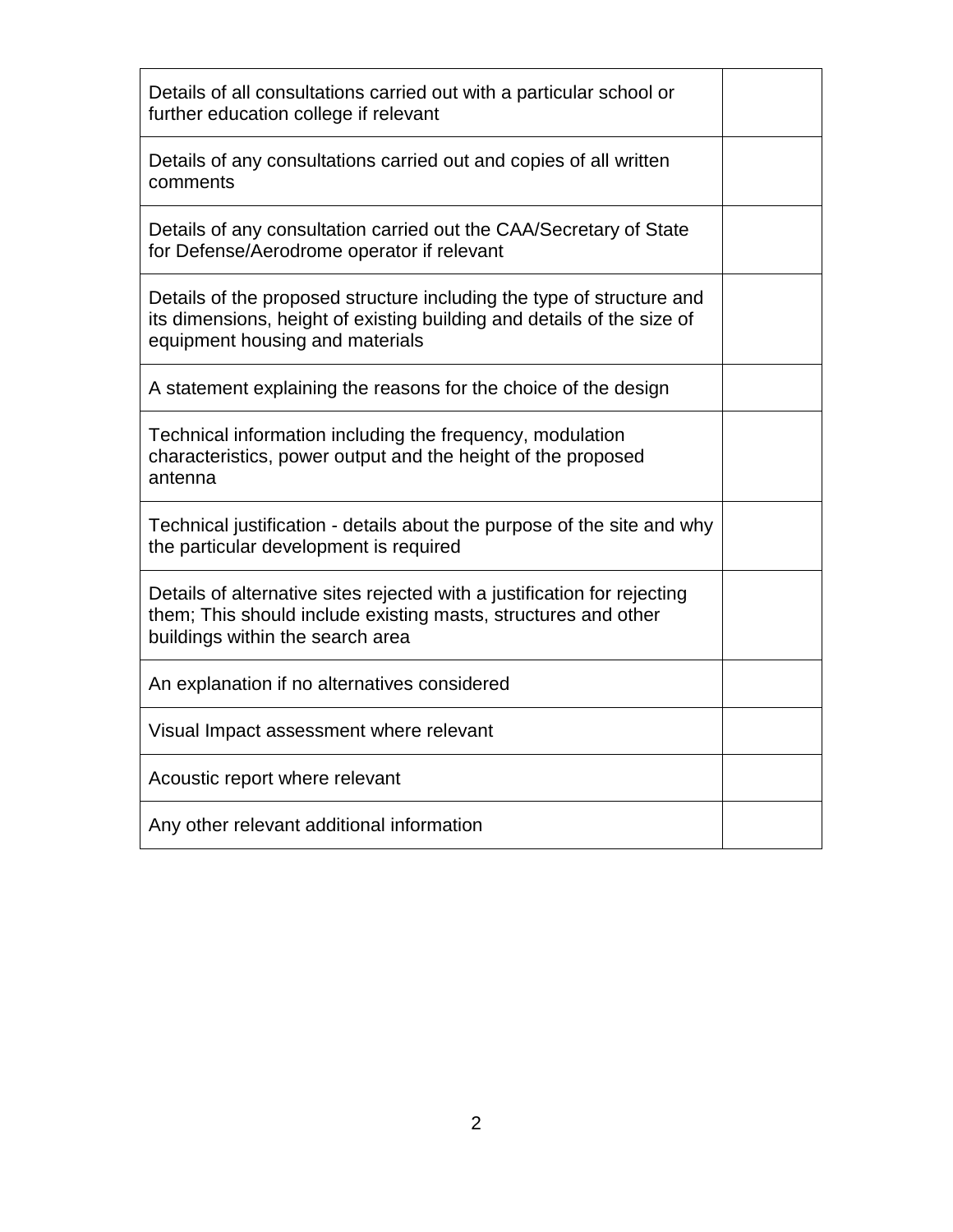| | |
|---|---|
| Details of all consultations carried out with a particular school or further education college if relevant | |
| Details of any consultations carried out and copies of all written comments | |
| Details of any consultation carried out the CAA/Secretary of State for Defense/Aerodrome operator if relevant | |
| Details of the proposed structure including the type of structure and its dimensions, height of existing building and details of the size of equipment housing and materials | |
| A statement explaining the reasons for the choice of the design | |
| Technical information including the frequency, modulation characteristics, power output and the height of the proposed antenna | |
| Technical justification - details about the purpose of the site and why the particular development is required | |
| Details of alternative sites rejected with a justification for rejecting them; This should include existing masts, structures and other buildings within the search area | |
| An explanation if no alternatives considered | |
| Visual Impact assessment where relevant | |
| Acoustic report where relevant | |
| Any other relevant additional information | |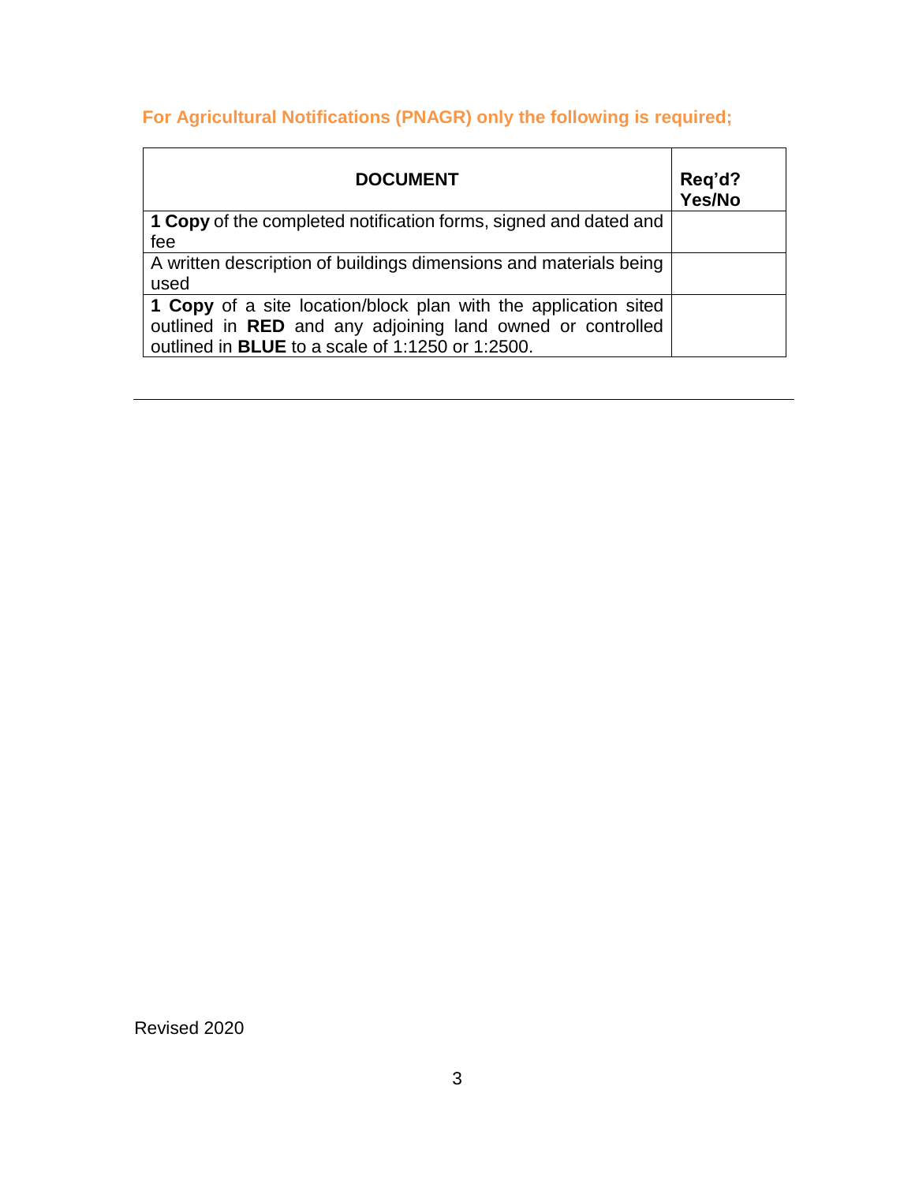**For Agricultural Notifications (PNAGR) only the following is required;**

| DOCUMENT | Req'd? Yes/No |
|---|---|
| **1 Copy** of the completed notification forms, signed and dated and fee | |
| A written description of buildings dimensions and materials being used | |
| **1 Copy** of a site location/block plan with the application sited outlined in **RED** and any adjoining land owned or controlled outlined in **BLUE** to a scale of 1:1250 or 1:2500. | |

---

Revised 2020